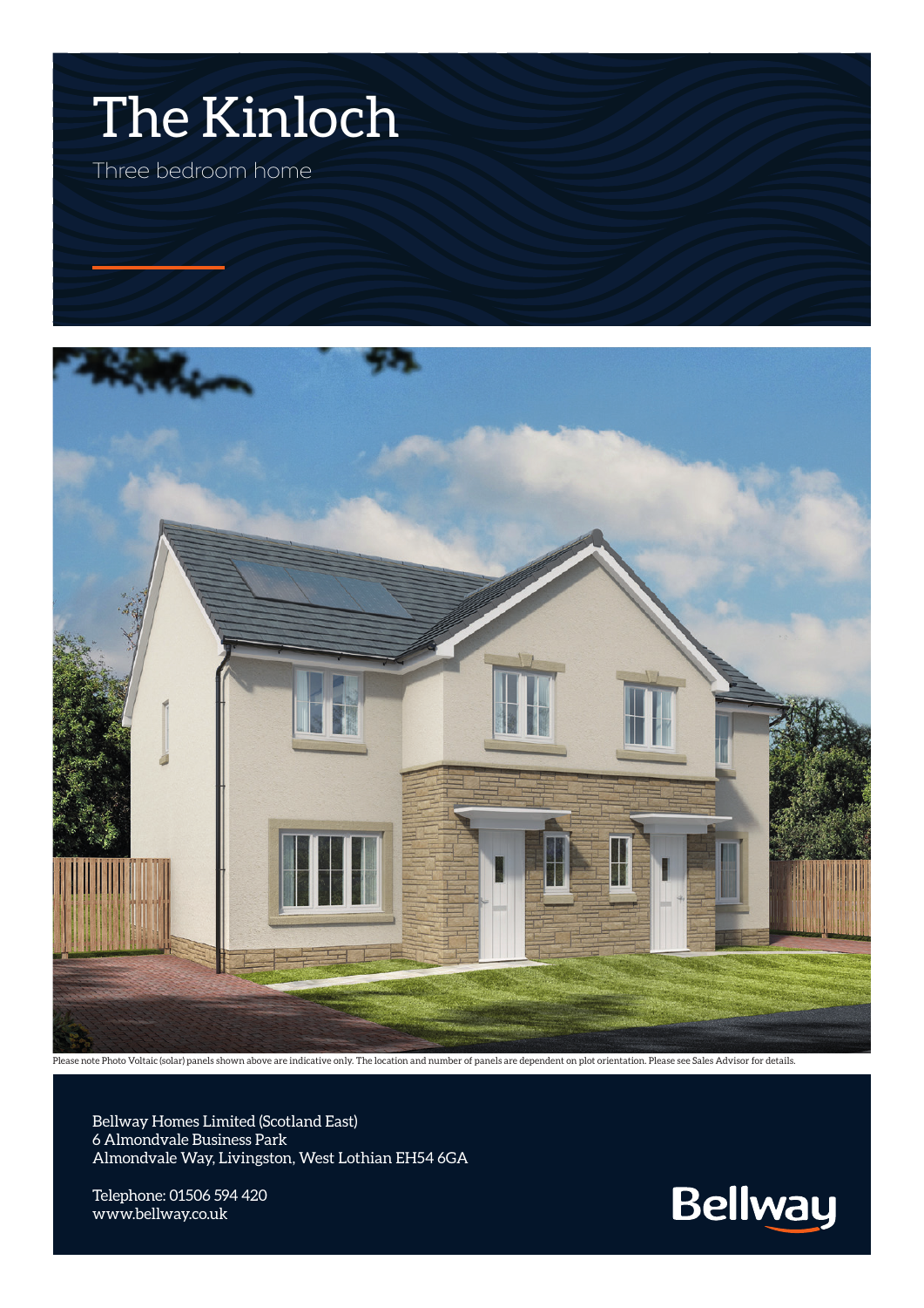# The Kinloch

Three bedroom home

Please note Photo Voltaic (solar) panels shown above are indicative only. The location and number of panels are dependent on plot orientation. Please see Sales Advisor for details.

Bellway Homes Limited (Scotland East)
6 Almondvale Business Park
Almondvale Way, Livingston, West Lothian EH54 6GA

Telephone: 01506 594 420
www.bellway.co.uk

Bellway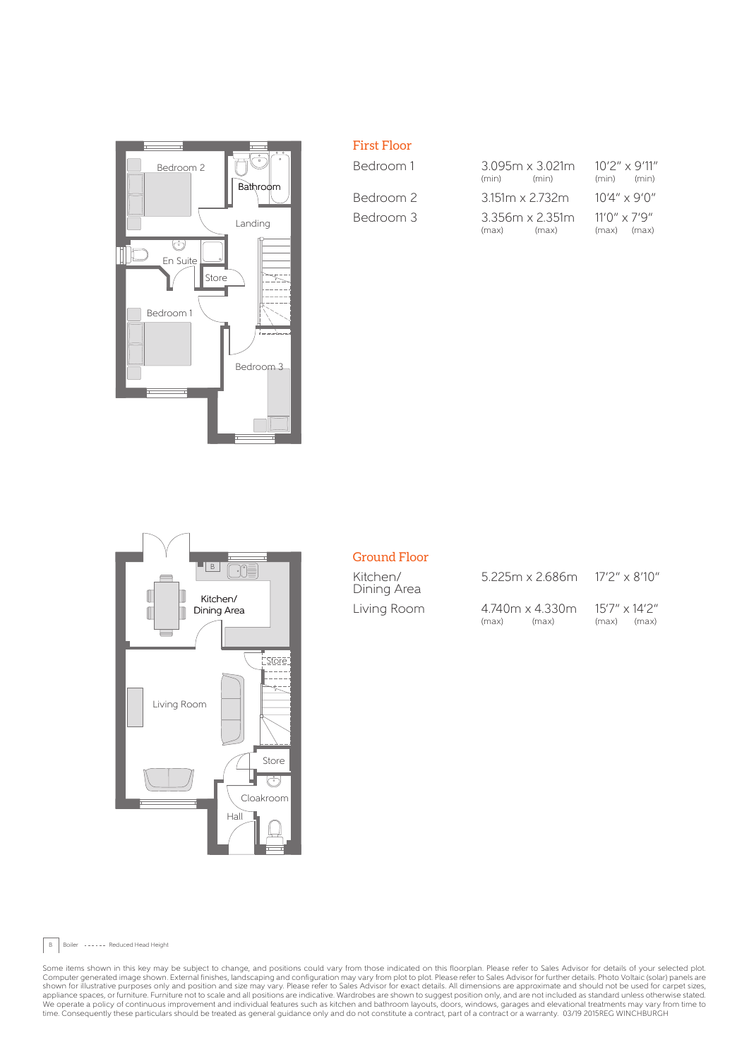## First Floor

| | | |
|---|---|---|
| Bedroom 1 | 3.095m x 3.021m (min) (min) | 10'2" x 9'11" (min) (min) |
| Bedroom 2 | 3.151m x 2.732m | 10'4" x 9'0" |
| Bedroom 3 | 3.356m x 2.351m (max) (max) | 11'0" x 7'9" (max) (max) |

## Ground Floor

| | | |
|---|---|---|
| Kitchen/ Dining Area | 5.225m x 2.686m | 17'2" x 8'10" |
| Living Room | 4.740m x 4.330m (max) (max) | 15'7" x 14'2" (max) (max) |

B Boiler ------ Reduced Head Height

Some items shown in this key may be subject to change, and positions could vary from those indicated on this floorplan. Please refer to Sales Advisor for details of your selected plot. Computer generated image shown. External finishes, landscaping and configuration may vary from plot to plot. Please refer to Sales Advisor for further details. Photo Voltaic (solar) panels are shown for illustrative purposes only and position and size may vary. Please refer to Sales Advisor for exact details. All dimensions are approximate and should not be used for carpet sizes, appliance spaces, or furniture. Furniture not to scale and all positions are indicative. Wardrobes are shown to suggest position only, and are not included as standard unless otherwise stated. We operate a policy of continuous improvement and individual features such as kitchen and bathroom layouts, doors, windows, garages and elevational treatments may vary from time to time. Consequently these particulars should be treated as general guidance only and do not constitute a contract, part of a contract or a warranty. 03/19 2015REG WINCHBURGH